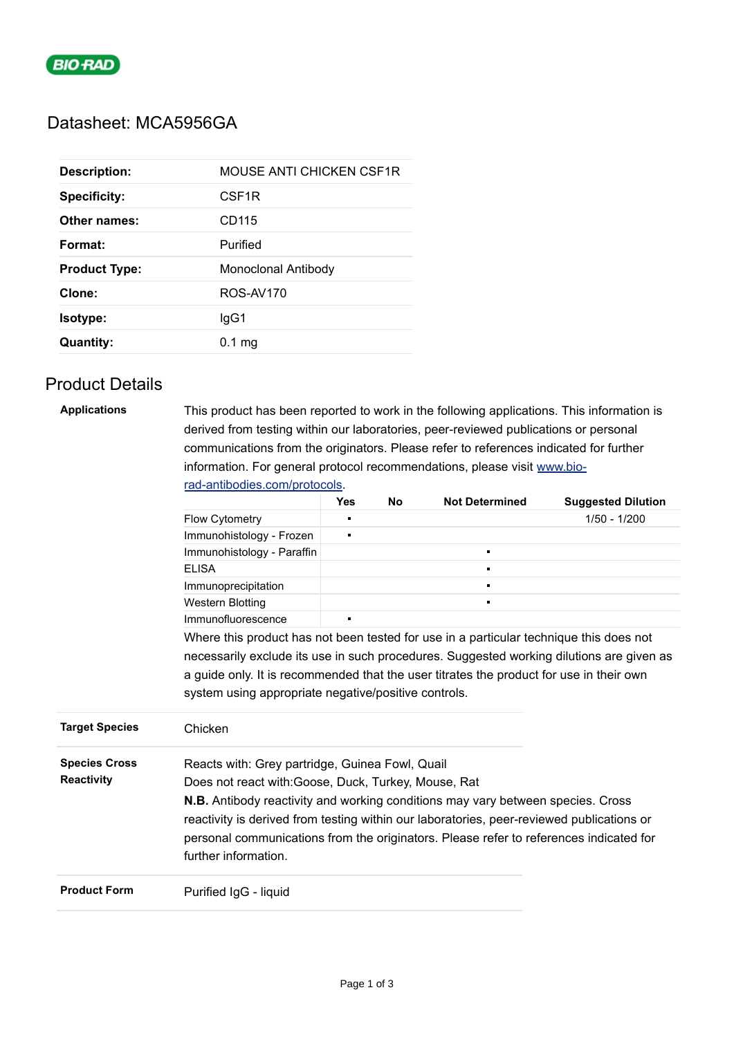BIO-RAD

# Datasheet: MCA5956GA

| | |
|---|---|
| **Description:** | MOUSE ANTI CHICKEN CSF1R |
| **Specificity:** | CSF1R |
| **Other names:** | CD115 |
| **Format:** | Purified |
| **Product Type:** | Monoclonal Antibody |
| **Clone:** | ROS-AV170 |
| **Isotype:** | IgG1 |
| **Quantity:** | 0.1 mg |

## Product Details

**Applications**

This product has been reported to work in the following applications. This information is derived from testing within our laboratories, peer-reviewed publications or personal communications from the originators. Please refer to references indicated for further information. For general protocol recommendations, please visit [www.bio-rad-antibodies.com/protocols](www.bio-rad-antibodies.com/protocols).

| | Yes | No | Not Determined | Suggested Dilution |
|---|---|---|---|---|
| Flow Cytometry | ▪ | | | 1/50 - 1/200 |
| Immunohistology - Frozen | ▪ | | | |
| Immunohistology - Paraffin | | | ▪ | |
| ELISA | | | ▪ | |
| Immunoprecipitation | | | ▪ | |
| Western Blotting | | | ▪ | |
| Immunofluorescence | ▪ | | | |

Where this product has not been tested for use in a particular technique this does not necessarily exclude its use in such procedures. Suggested working dilutions are given as a guide only. It is recommended that the user titrates the product for use in their own system using appropriate negative/positive controls.

**Target Species**

Chicken

**Species Cross Reactivity**

Reacts with: Grey partridge, Guinea Fowl, Quail
Does not react with:Goose, Duck, Turkey, Mouse, Rat
**N.B.** Antibody reactivity and working conditions may vary between species. Cross reactivity is derived from testing within our laboratories, peer-reviewed publications or personal communications from the originators. Please refer to references indicated for further information.

**Product Form**

Purified IgG - liquid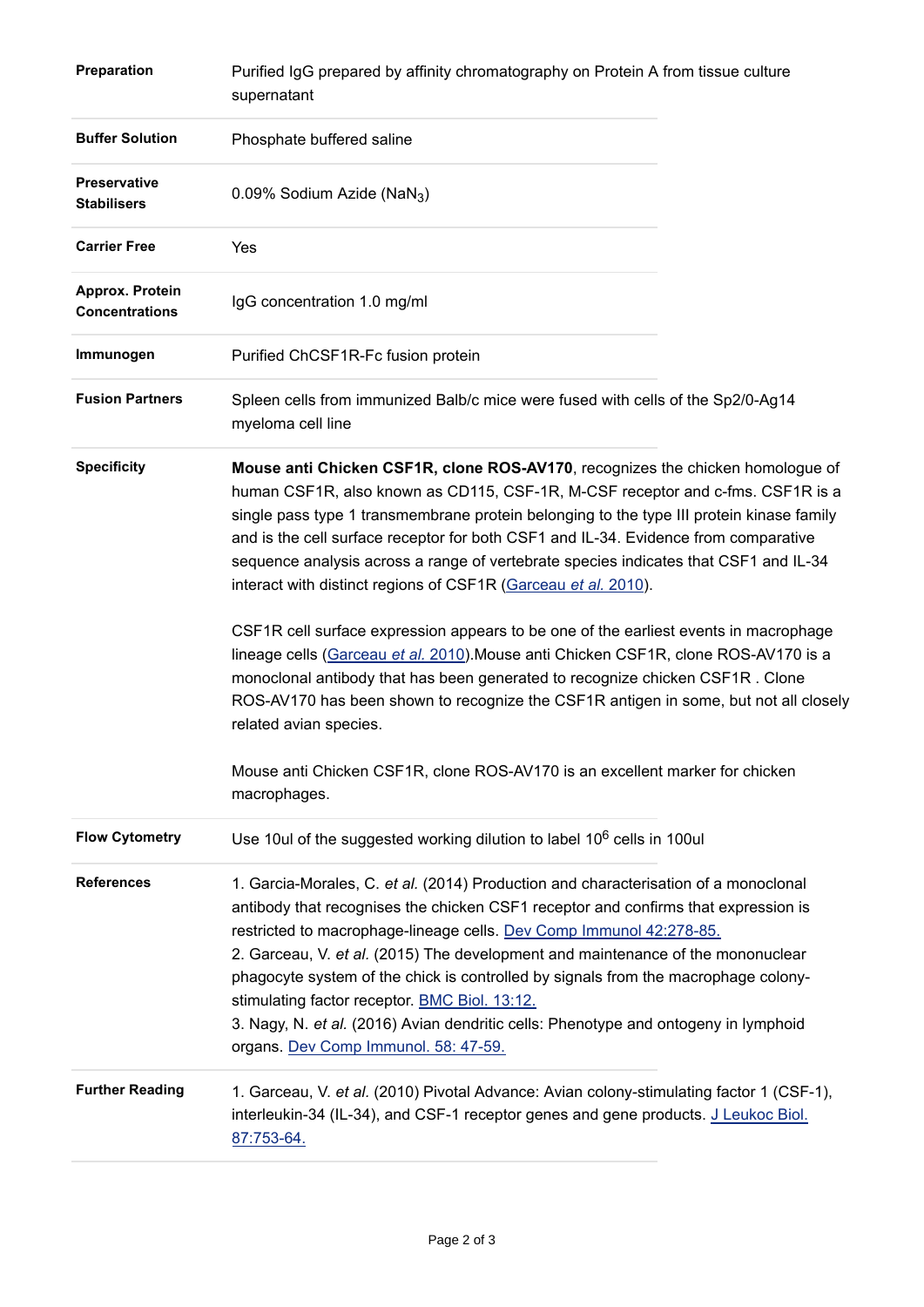| | |
|---|---|
| **Preparation** | Purified IgG prepared by affinity chromatography on Protein A from tissue culture supernatant |
| **Buffer Solution** | Phosphate buffered saline |
| **Preservative Stabilisers** | 0.09% Sodium Azide ($NaN_3$) |
| **Carrier Free** | Yes |
| **Approx. Protein Concentrations** | IgG concentration 1.0 mg/ml |
| **Immunogen** | Purified ChCSF1R-Fc fusion protein |
| **Fusion Partners** | Spleen cells from immunized Balb/c mice were fused with cells of the Sp2/0-Ag14 myeloma cell line |
| **Specificity** | **Mouse anti Chicken CSF1R, clone ROS-AV170**, recognizes the chicken homologue of human CSF1R, also known as CD115, CSF-1R, M-CSF receptor and c-fms. CSF1R is a single pass type 1 transmembrane protein belonging to the type III protein kinase family and is the cell surface receptor for both CSF1 and IL-34. Evidence from comparative sequence analysis across a range of vertebrate species indicates that CSF1 and IL-34 interact with distinct regions of CSF1R (Garceau *et al.* 2010).<br><br>CSF1R cell surface expression appears to be one of the earliest events in macrophage lineage cells (Garceau *et al.* 2010).Mouse anti Chicken CSF1R, clone ROS-AV170 is a monoclonal antibody that has been generated to recognize chicken CSF1R . Clone ROS-AV170 has been shown to recognize the CSF1R antigen in some, but not all closely related avian species.<br><br>Mouse anti Chicken CSF1R, clone ROS-AV170 is an excellent marker for chicken macrophages. |
| **Flow Cytometry** | Use 10ul of the suggested working dilution to label $10^6$ cells in 100ul |
| **References** | 1. Garcia-Morales, C. *et al.* (2014) Production and characterisation of a monoclonal antibody that recognises the chicken CSF1 receptor and confirms that expression is restricted to macrophage-lineage cells. Dev Comp Immunol 42:278-85.<br>2. Garceau, V. *et al.* (2015) The development and maintenance of the mononuclear phagocyte system of the chick is controlled by signals from the macrophage colony-stimulating factor receptor. BMC Biol. 13:12.<br>3. Nagy, N. *et al.* (2016) Avian dendritic cells: Phenotype and ontogeny in lymphoid organs. Dev Comp Immunol. 58: 47-59. |
| **Further Reading** | 1. Garceau, V. *et al.* (2010) Pivotal Advance: Avian colony-stimulating factor 1 (CSF-1), interleukin-34 (IL-34), and CSF-1 receptor genes and gene products. J Leukoc Biol. 87:753-64. |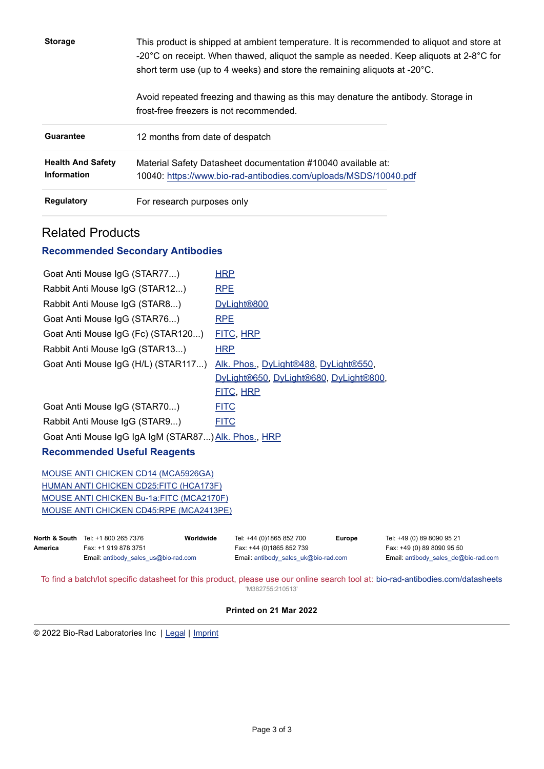| | |
|---|---|
| **Storage** | This product is shipped at ambient temperature. It is recommended to aliquot and store at -20°C on receipt. When thawed, aliquot the sample as needed. Keep aliquots at 2-8°C for short term use (up to 4 weeks) and store the remaining aliquots at -20°C.<br><br>Avoid repeated freezing and thawing as this may denature the antibody. Storage in frost-free freezers is not recommended. |
| **Guarantee** | 12 months from date of despatch |
| **Health And Safety Information** | Material Safety Datasheet documentation #10040 available at:<br>10040: https://www.bio-rad-antibodies.com/uploads/MSDS/10040.pdf |
| **Regulatory** | For research purposes only |

## Related Products

### Recommended Secondary Antibodies

| | |
|---|---|
| Goat Anti Mouse IgG (STAR77...) | HRP |
| Rabbit Anti Mouse IgG (STAR12...) | RPE |
| Rabbit Anti Mouse IgG (STAR8...) | DyLight®800 |
| Goat Anti Mouse IgG (STAR76...) | RPE |
| Goat Anti Mouse IgG (Fc) (STAR120...) | FITC, HRP |
| Rabbit Anti Mouse IgG (STAR13...) | HRP |
| Goat Anti Mouse IgG (H/L) (STAR117...) | Alk. Phos., DyLight®488, DyLight®550, DyLight®650, DyLight®680, DyLight®800, FITC, HRP |
| Goat Anti Mouse IgG (STAR70...) | FITC |
| Rabbit Anti Mouse IgG (STAR9...) | FITC |
| Goat Anti Mouse IgG IgA IgM (STAR87...) | Alk. Phos., HRP |

### Recommended Useful Reagents

MOUSE ANTI CHICKEN CD14 (MCA5926GA)
HUMAN ANTI CHICKEN CD25:FITC (HCA173F)
MOUSE ANTI CHICKEN Bu-1a:FITC (MCA2170F)
MOUSE ANTI CHICKEN CD45:RPE (MCA2413PE)

| | | | | | |
|---|---|---|---|---|---|
| **North & South America** | Tel: +1 800 265 7376<br>Fax: +1 919 878 3751<br>Email: antibody_sales_us@bio-rad.com | **Worldwide** | Tel: +44 (0)1865 852 700<br>Fax: +44 (0)1865 852 739<br>Email: antibody_sales_uk@bio-rad.com | **Europe** | Tel: +49 (0) 89 8090 95 21<br>Fax: +49 (0) 89 8090 95 50<br>Email: antibody_sales_de@bio-rad.com |

To find a batch/lot specific datasheet for this product, please use our online search tool at: bio-rad-antibodies.com/datasheets

'M382755:210513'

**Printed on 21 Mar 2022**

© 2022 Bio-Rad Laboratories Inc | Legal | Imprint